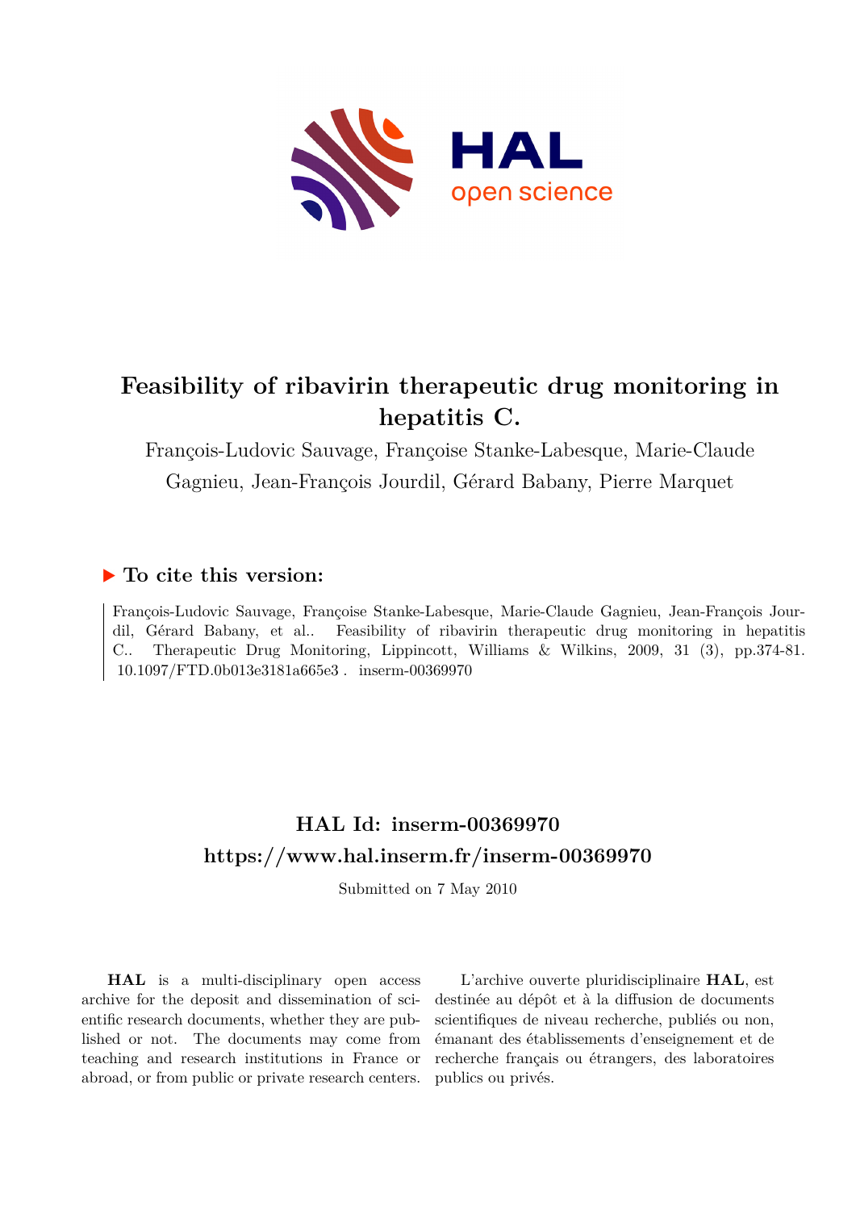# Feasibility of ribavirin therapeutic drug monitoring in hepatitis C.

François-Ludovic Sauvage, Françoise Stanke-Labesque, Marie-Claude Gagnieu, Jean-François Jourdil, Gérard Babany, Pierre Marquet

## ▶ To cite this version:

François-Ludovic Sauvage, Françoise Stanke-Labesque, Marie-Claude Gagnieu, Jean-François Jourdil, Gérard Babany, et al.. Feasibility of ribavirin therapeutic drug monitoring in hepatitis C.. Therapeutic Drug Monitoring, Lippincott, Williams & Wilkins, 2009, 31 (3), pp.374-81. 10.1097/FTD.0b013e3181a665e3 . inserm-00369970

## HAL Id: inserm-00369970
## https://www.hal.inserm.fr/inserm-00369970

Submitted on 7 May 2010

**HAL** is a multi-disciplinary open access archive for the deposit and dissemination of scientific research documents, whether they are published or not. The documents may come from teaching and research institutions in France or abroad, or from public or private research centers.

L'archive ouverte pluridisciplinaire **HAL**, est destinée au dépôt et à la diffusion de documents scientifiques de niveau recherche, publiés ou non, émanant des établissements d'enseignement et de recherche français ou étrangers, des laboratoires publics ou privés.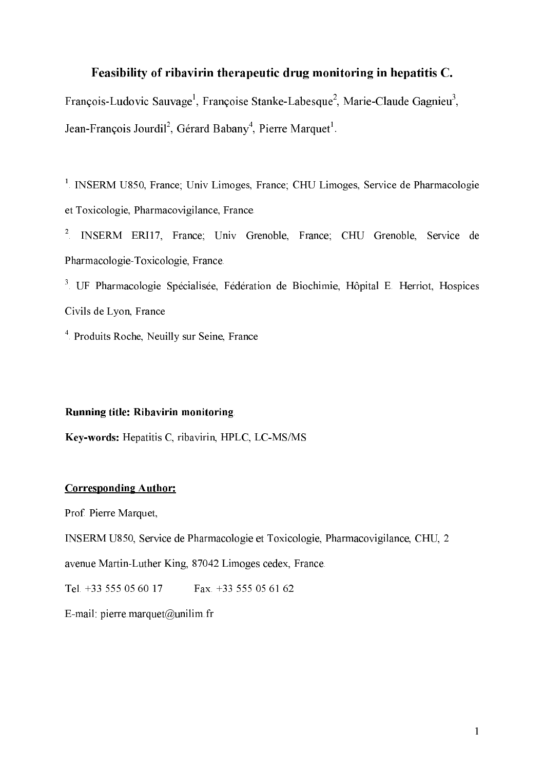# Feasibility of ribavirin therapeutic drug monitoring in hepatitis C.

François-Ludovic Sauvage[1], Françoise Stanke-Labesque[2], Marie-Claude Gagnieu[3], Jean-François Jourdil[2], Gérard Babany[4], Pierre Marquet[1].

[1]. INSERM U850, France; Univ Limoges, France; CHU Limoges, Service de Pharmacologie et Toxicologie, Pharmacovigilance, France.

[2]. INSERM ERI17, France; Univ Grenoble, France; CHU Grenoble, Service de Pharmacologie-Toxicologie, France.

[3]. UF Pharmacologie Spécialisée, Fédération de Biochimie, Hôpital E. Herriot, Hospices Civils de Lyon, France

[4]. Produits Roche, Neuilly sur Seine, France

**Running title: Ribavirin monitoring.**

**Key-words:** Hepatitis C, ribavirin, HPLC, LC-MS/MS

**Corresponding Author:**

Prof. Pierre Marquet,

INSERM U850, Service de Pharmacologie et Toxicologie, Pharmacovigilance, CHU, 2 avenue Martin-Luther King, 87042 Limoges cedex, France.

Tel. +33 555 05 60 17 Fax. +33 555 05 61 62

E-mail: pierre.marquet@unilim.fr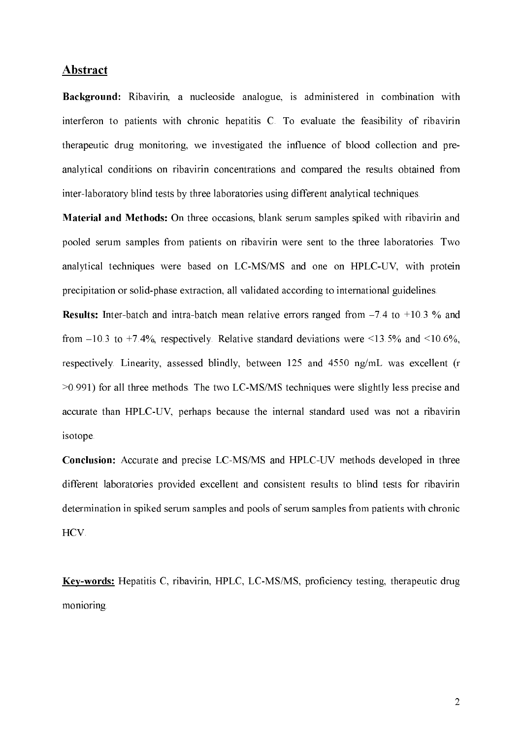## Abstract

**Background:** Ribavirin, a nucleoside analogue, is administered in combination with interferon to patients with chronic hepatitis C. To evaluate the feasibility of ribavirin therapeutic drug monitoring, we investigated the influence of blood collection and pre-analytical conditions on ribavirin concentrations and compared the results obtained from inter-laboratory blind tests by three laboratories using different analytical techniques.

**Material and Methods:** On three occasions, blank serum samples spiked with ribavirin and pooled serum samples from patients on ribavirin were sent to the three laboratories. Two analytical techniques were based on LC-MS/MS and one on HPLC-UV, with protein precipitation or solid-phase extraction, all validated according to international guidelines.

**Results:** Inter-batch and intra-batch mean relative errors ranged from –7.4 to +10.3 % and from –10.3 to +7.4%, respectively. Relative standard deviations were <13.5% and <10.6%, respectively. Linearity, assessed blindly, between 125 and 4550 ng/mL was excellent (r >0.991) for all three methods. The two LC-MS/MS techniques were slightly less precise and accurate than HPLC-UV, perhaps because the internal standard used was not a ribavirin isotope.

**Conclusion:** Accurate and precise LC-MS/MS and HPLC-UV methods developed in three different laboratories provided excellent and consistent results to blind tests for ribavirin determination in spiked serum samples and pools of serum samples from patients with chronic HCV.

**Key-words:** Hepatitis C, ribavirin, HPLC, LC-MS/MS, proficiency testing, therapeutic drug monioring.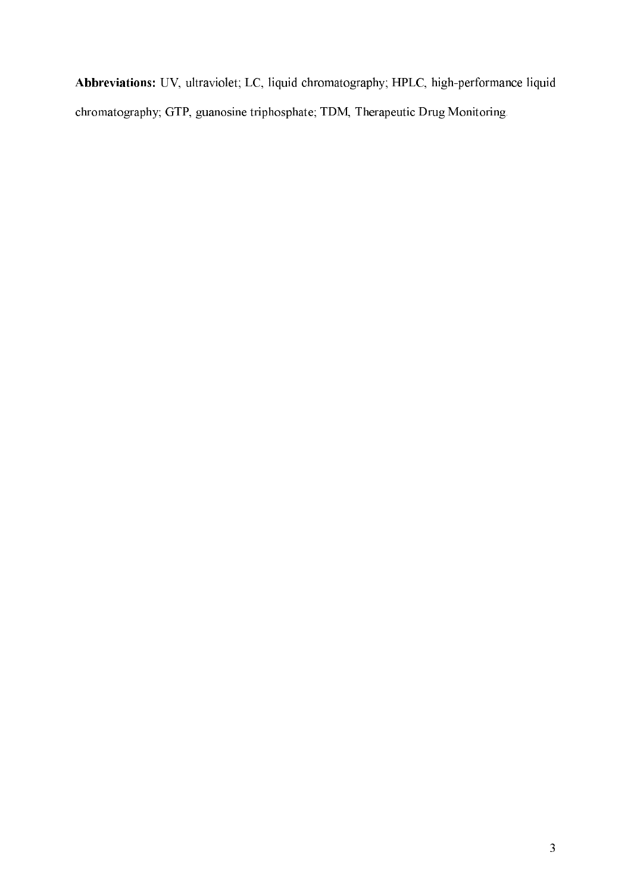**Abbreviations:** UV, ultraviolet; LC, liquid chromatography; HPLC, high-performance liquid chromatography; GTP, guanosine triphosphate; TDM, Therapeutic Drug Monitoring.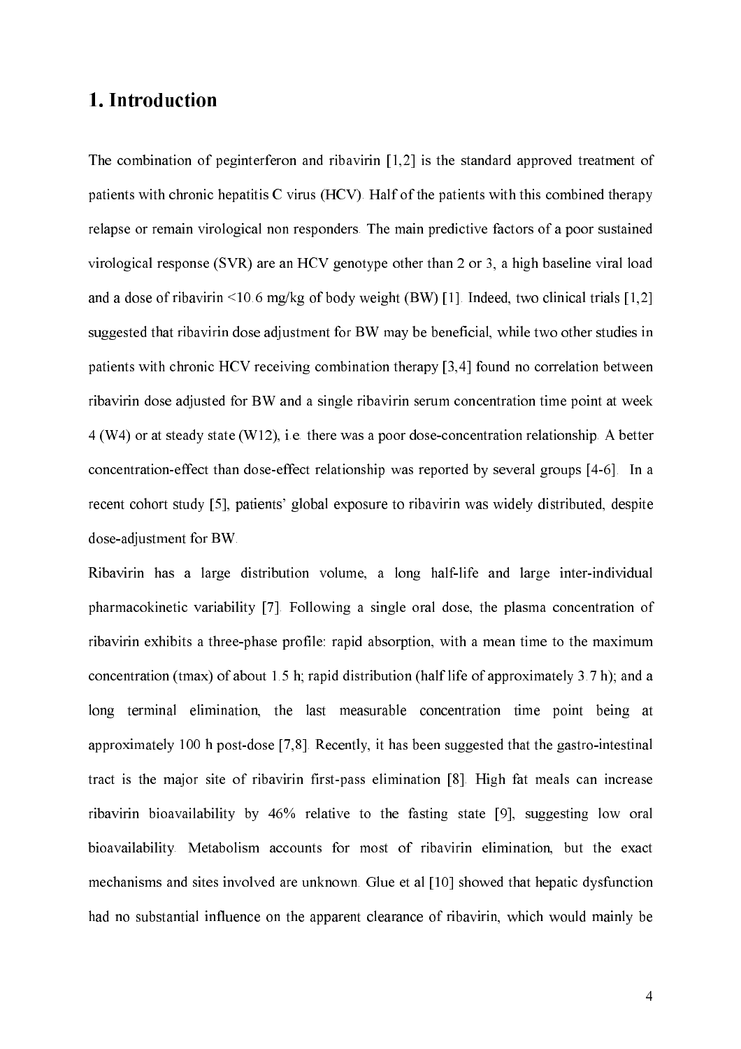# 1. Introduction

The combination of peginterferon and ribavirin [1,2] is the standard approved treatment of patients with chronic hepatitis C virus (HCV). Half of the patients with this combined therapy relapse or remain virological non responders. The main predictive factors of a poor sustained virological response (SVR) are an HCV genotype other than 2 or 3, a high baseline viral load and a dose of ribavirin <10.6 mg/kg of body weight (BW) [1]. Indeed, two clinical trials [1,2] suggested that ribavirin dose adjustment for BW may be beneficial, while two other studies in patients with chronic HCV receiving combination therapy [3,4] found no correlation between ribavirin dose adjusted for BW and a single ribavirin serum concentration time point at week 4 (W4) or at steady state (W12), i.e. there was a poor dose-concentration relationship. A better concentration-effect than dose-effect relationship was reported by several groups [4-6]. In a recent cohort study [5], patients' global exposure to ribavirin was widely distributed, despite dose-adjustment for BW.

Ribavirin has a large distribution volume, a long half-life and large inter-individual pharmacokinetic variability [7]. Following a single oral dose, the plasma concentration of ribavirin exhibits a three-phase profile: rapid absorption, with a mean time to the maximum concentration (tmax) of about 1.5 h; rapid distribution (half life of approximately 3.7 h); and a long terminal elimination, the last measurable concentration time point being at approximately 100 h post-dose [7,8]. Recently, it has been suggested that the gastro-intestinal tract is the major site of ribavirin first-pass elimination [8]. High fat meals can increase ribavirin bioavailability by 46% relative to the fasting state [9], suggesting low oral bioavailability. Metabolism accounts for most of ribavirin elimination, but the exact mechanisms and sites involved are unknown. Glue et al [10] showed that hepatic dysfunction had no substantial influence on the apparent clearance of ribavirin, which would mainly be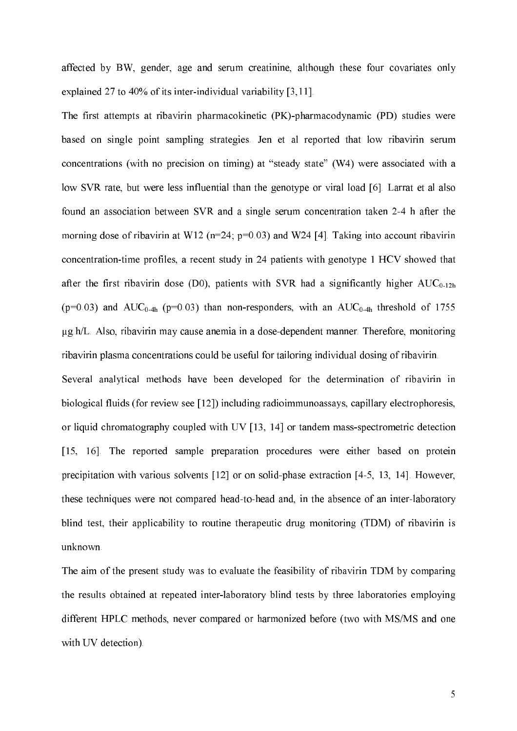affected by BW, gender, age and serum creatinine, although these four covariates only explained 27 to 40% of its inter-individual variability [3,11].

The first attempts at ribavirin pharmacokinetic (PK)-pharmacodynamic (PD) studies were based on single point sampling strategies. Jen et al reported that low ribavirin serum concentrations (with no precision on timing) at "steady state" (W4) were associated with a low SVR rate, but were less influential than the genotype or viral load [6]. Larrat et al also found an association between SVR and a single serum concentration taken 2-4 h after the morning dose of ribavirin at W12 (n=24; p=0.03) and W24 [4]. Taking into account ribavirin concentration-time profiles, a recent study in 24 patients with genotype 1 HCV showed that after the first ribavirin dose (D0), patients with SVR had a significantly higher $AUC_{0\text{-}12h}$ (p=0.03) and $AUC_{0\text{-}4h}$ (p=0.03) than non-responders, with an $AUC_{0\text{-}4h}$ threshold of 1755 µg.h/L. Also, ribavirin may cause anemia in a dose-dependent manner. Therefore, monitoring ribavirin plasma concentrations could be useful for tailoring individual dosing of ribavirin.

Several analytical methods have been developed for the determination of ribavirin in biological fluids (for review see [12]) including radioimmunoassays, capillary electrophoresis, or liquid chromatography coupled with UV [13, 14] or tandem mass-spectrometric detection [15, 16]. The reported sample preparation procedures were either based on protein precipitation with various solvents [12] or on solid-phase extraction [4-5, 13, 14]. However, these techniques were not compared head-to-head and, in the absence of an inter-laboratory blind test, their applicability to routine therapeutic drug monitoring (TDM) of ribavirin is unknown.

The aim of the present study was to evaluate the feasibility of ribavirin TDM by comparing the results obtained at repeated inter-laboratory blind tests by three laboratories employing different HPLC methods, never compared or harmonized before (two with MS/MS and one with UV detection).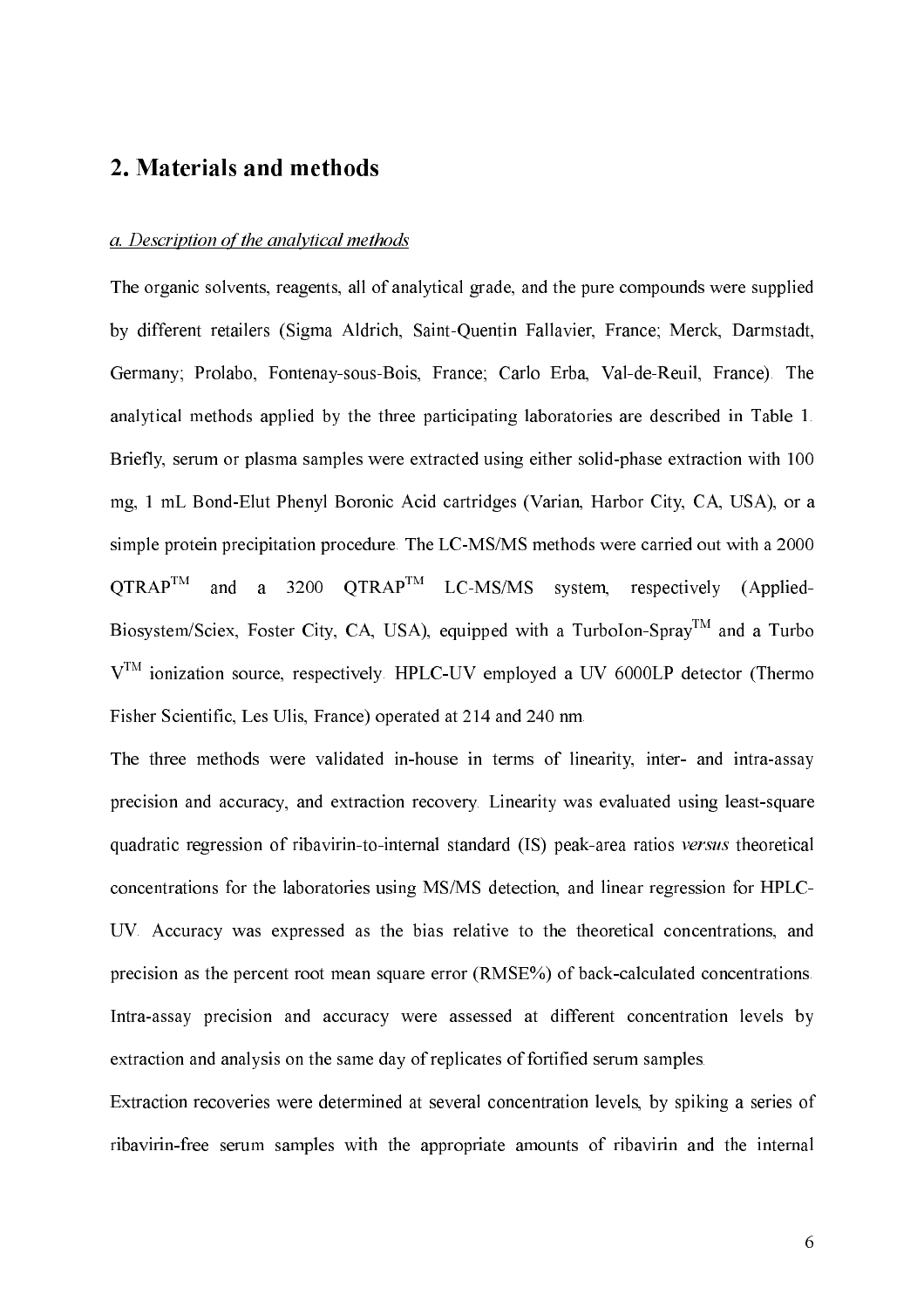## 2. Materials and methods

### *a. Description of the analytical methods*

The organic solvents, reagents, all of analytical grade, and the pure compounds were supplied by different retailers (Sigma Aldrich, Saint-Quentin Fallavier, France; Merck, Darmstadt, Germany; Prolabo, Fontenay-sous-Bois, France; Carlo Erba, Val-de-Reuil, France). The analytical methods applied by the three participating laboratories are described in Table 1. Briefly, serum or plasma samples were extracted using either solid-phase extraction with 100 mg, 1 mL Bond-Elut Phenyl Boronic Acid cartridges (Varian, Harbor City, CA, USA), or a simple protein precipitation procedure. The LC-MS/MS methods were carried out with a 2000 QTRAP$^{TM}$ and a 3200 QTRAP$^{TM}$ LC-MS/MS system, respectively (Applied-Biosystem/Sciex, Foster City, CA, USA), equipped with a TurboIon-Spray$^{TM}$ and a Turbo V$^{TM}$ ionization source, respectively. HPLC-UV employed a UV 6000LP detector (Thermo Fisher Scientific, Les Ulis, France) operated at 214 and 240 nm.

The three methods were validated in-house in terms of linearity, inter- and intra-assay precision and accuracy, and extraction recovery. Linearity was evaluated using least-square quadratic regression of ribavirin-to-internal standard (IS) peak-area ratios *versus* theoretical concentrations for the laboratories using MS/MS detection, and linear regression for HPLC-UV. Accuracy was expressed as the bias relative to the theoretical concentrations, and precision as the percent root mean square error (RMSE%) of back-calculated concentrations. Intra-assay precision and accuracy were assessed at different concentration levels by extraction and analysis on the same day of replicates of fortified serum samples.

Extraction recoveries were determined at several concentration levels, by spiking a series of ribavirin-free serum samples with the appropriate amounts of ribavirin and the internal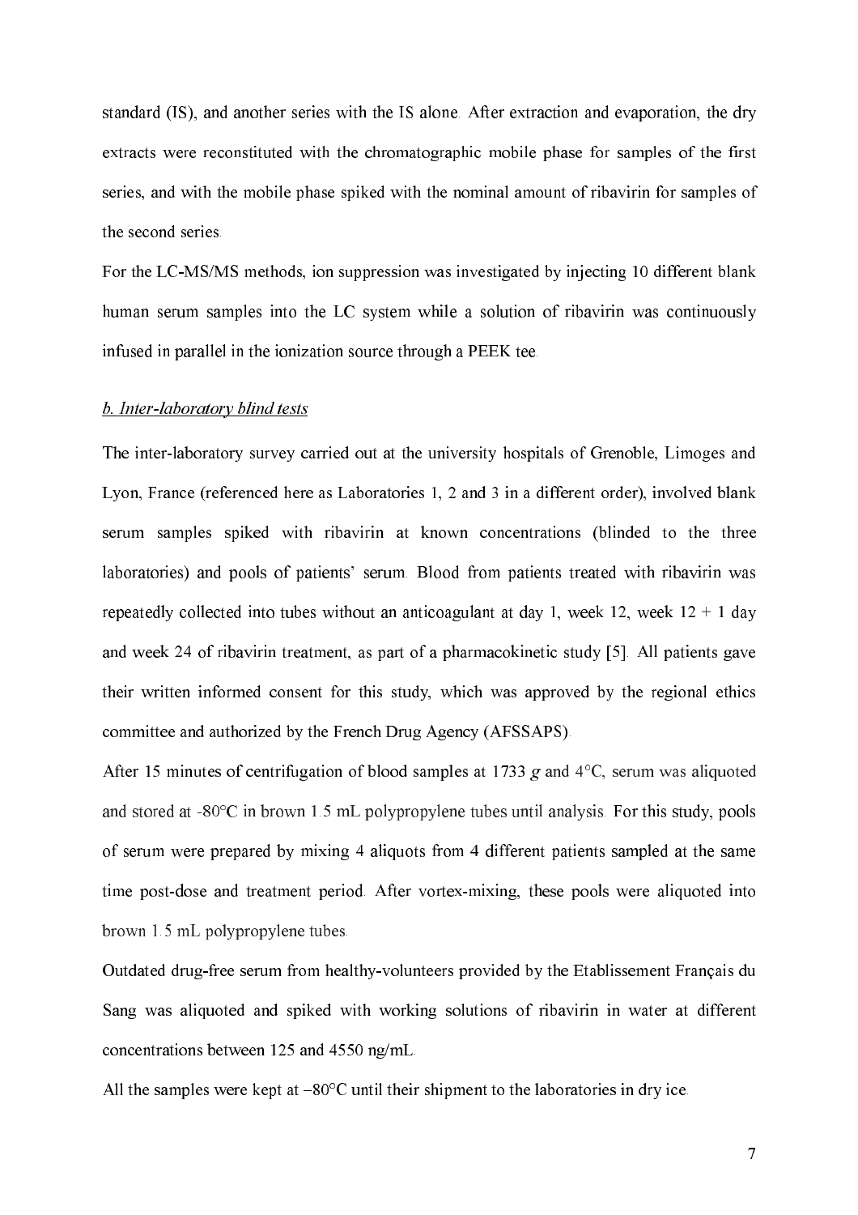standard (IS), and another series with the IS alone. After extraction and evaporation, the dry extracts were reconstituted with the chromatographic mobile phase for samples of the first series, and with the mobile phase spiked with the nominal amount of ribavirin for samples of the second series.

For the LC-MS/MS methods, ion suppression was investigated by injecting 10 different blank human serum samples into the LC system while a solution of ribavirin was continuously infused in parallel in the ionization source through a PEEK tee.

### *b. Inter-laboratory blind tests*

The inter-laboratory survey carried out at the university hospitals of Grenoble, Limoges and Lyon, France (referenced here as Laboratories 1, 2 and 3 in a different order), involved blank serum samples spiked with ribavirin at known concentrations (blinded to the three laboratories) and pools of patients' serum. Blood from patients treated with ribavirin was repeatedly collected into tubes without an anticoagulant at day 1, week 12, week 12 + 1 day and week 24 of ribavirin treatment, as part of a pharmacokinetic study [5]. All patients gave their written informed consent for this study, which was approved by the regional ethics committee and authorized by the French Drug Agency (AFSSAPS).

After 15 minutes of centrifugation of blood samples at 1733 *g* and 4°C, serum was aliquoted and stored at -80°C in brown 1.5 mL polypropylene tubes until analysis. For this study, pools of serum were prepared by mixing 4 aliquots from 4 different patients sampled at the same time post-dose and treatment period. After vortex-mixing, these pools were aliquoted into brown 1.5 mL polypropylene tubes.

Outdated drug-free serum from healthy-volunteers provided by the Etablissement Français du Sang was aliquoted and spiked with working solutions of ribavirin in water at different concentrations between 125 and 4550 ng/mL.

All the samples were kept at –80°C until their shipment to the laboratories in dry ice.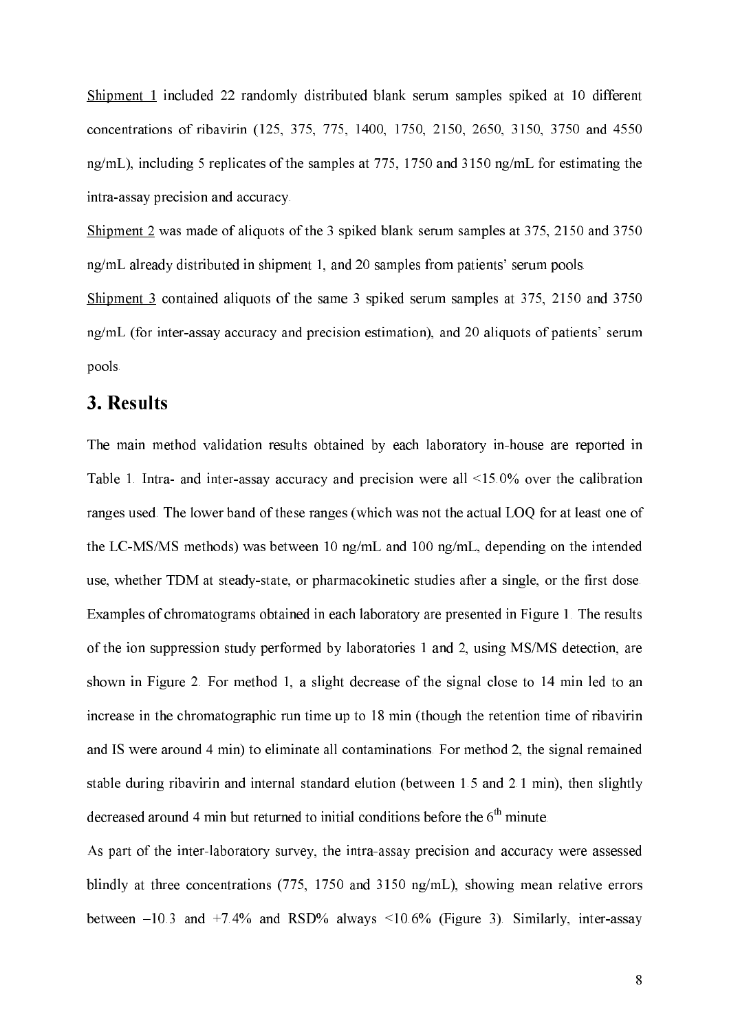Shipment 1 included 22 randomly distributed blank serum samples spiked at 10 different concentrations of ribavirin (125, 375, 775, 1400, 1750, 2150, 2650, 3150, 3750 and 4550 ng/mL), including 5 replicates of the samples at 775, 1750 and 3150 ng/mL for estimating the intra-assay precision and accuracy.

Shipment 2 was made of aliquots of the 3 spiked blank serum samples at 375, 2150 and 3750 ng/mL already distributed in shipment 1, and 20 samples from patients' serum pools.

Shipment 3 contained aliquots of the same 3 spiked serum samples at 375, 2150 and 3750 ng/mL (for inter-assay accuracy and precision estimation), and 20 aliquots of patients' serum pools.

## 3. Results

The main method validation results obtained by each laboratory in-house are reported in Table 1. Intra- and inter-assay accuracy and precision were all <15.0% over the calibration ranges used. The lower band of these ranges (which was not the actual LOQ for at least one of the LC-MS/MS methods) was between 10 ng/mL and 100 ng/mL, depending on the intended use, whether TDM at steady-state, or pharmacokinetic studies after a single, or the first dose. Examples of chromatograms obtained in each laboratory are presented in Figure 1. The results of the ion suppression study performed by laboratories 1 and 2, using MS/MS detection, are shown in Figure 2. For method 1, a slight decrease of the signal close to 14 min led to an increase in the chromatographic run time up to 18 min (though the retention time of ribavirin and IS were around 4 min) to eliminate all contaminations. For method 2, the signal remained stable during ribavirin and internal standard elution (between 1.5 and 2.1 min), then slightly decreased around 4 min but returned to initial conditions before the 6$^{th}$ minute.

As part of the inter-laboratory survey, the intra-assay precision and accuracy were assessed blindly at three concentrations (775, 1750 and 3150 ng/mL), showing mean relative errors between −10.3 and +7.4% and RSD% always <10.6% (Figure 3). Similarly, inter-assay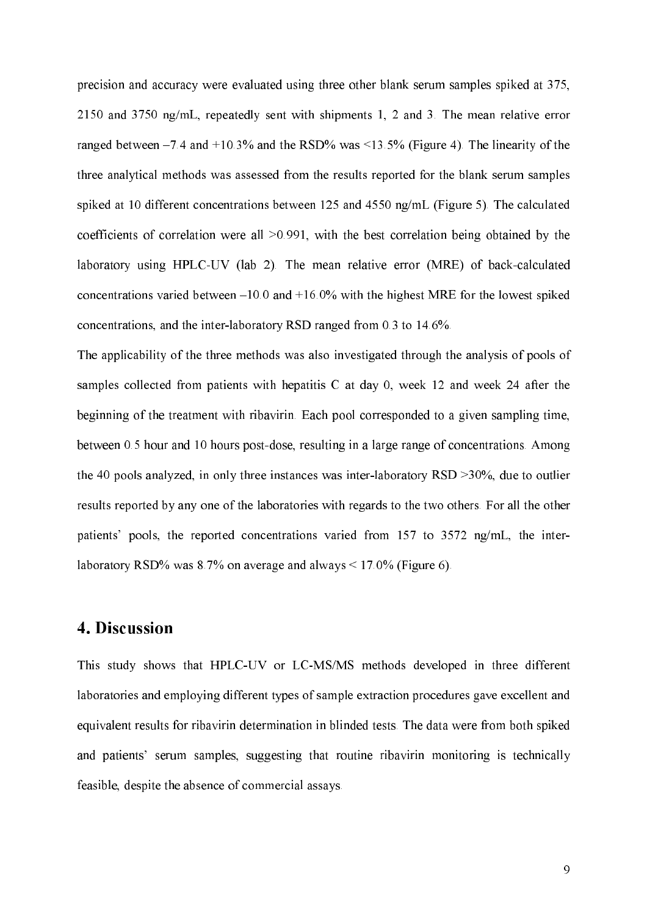precision and accuracy were evaluated using three other blank serum samples spiked at 375, 2150 and 3750 ng/mL, repeatedly sent with shipments 1, 2 and 3. The mean relative error ranged between –7.4 and +10.3% and the RSD% was <13.5% (Figure 4). The linearity of the three analytical methods was assessed from the results reported for the blank serum samples spiked at 10 different concentrations between 125 and 4550 ng/mL (Figure 5). The calculated coefficients of correlation were all >0.991, with the best correlation being obtained by the laboratory using HPLC-UV (lab 2). The mean relative error (MRE) of back-calculated concentrations varied between –10.0 and +16.0% with the highest MRE for the lowest spiked concentrations, and the inter-laboratory RSD ranged from 0.3 to 14.6%.

The applicability of the three methods was also investigated through the analysis of pools of samples collected from patients with hepatitis C at day 0, week 12 and week 24 after the beginning of the treatment with ribavirin. Each pool corresponded to a given sampling time, between 0.5 hour and 10 hours post-dose, resulting in a large range of concentrations. Among the 40 pools analyzed, in only three instances was inter-laboratory RSD >30%, due to outlier results reported by any one of the laboratories with regards to the two others. For all the other patients' pools, the reported concentrations varied from 157 to 3572 ng/mL, the inter-laboratory RSD% was 8.7% on average and always < 17.0% (Figure 6).

## 4. Discussion

This study shows that HPLC-UV or LC-MS/MS methods developed in three different laboratories and employing different types of sample extraction procedures gave excellent and equivalent results for ribavirin determination in blinded tests. The data were from both spiked and patients' serum samples, suggesting that routine ribavirin monitoring is technically feasible, despite the absence of commercial assays.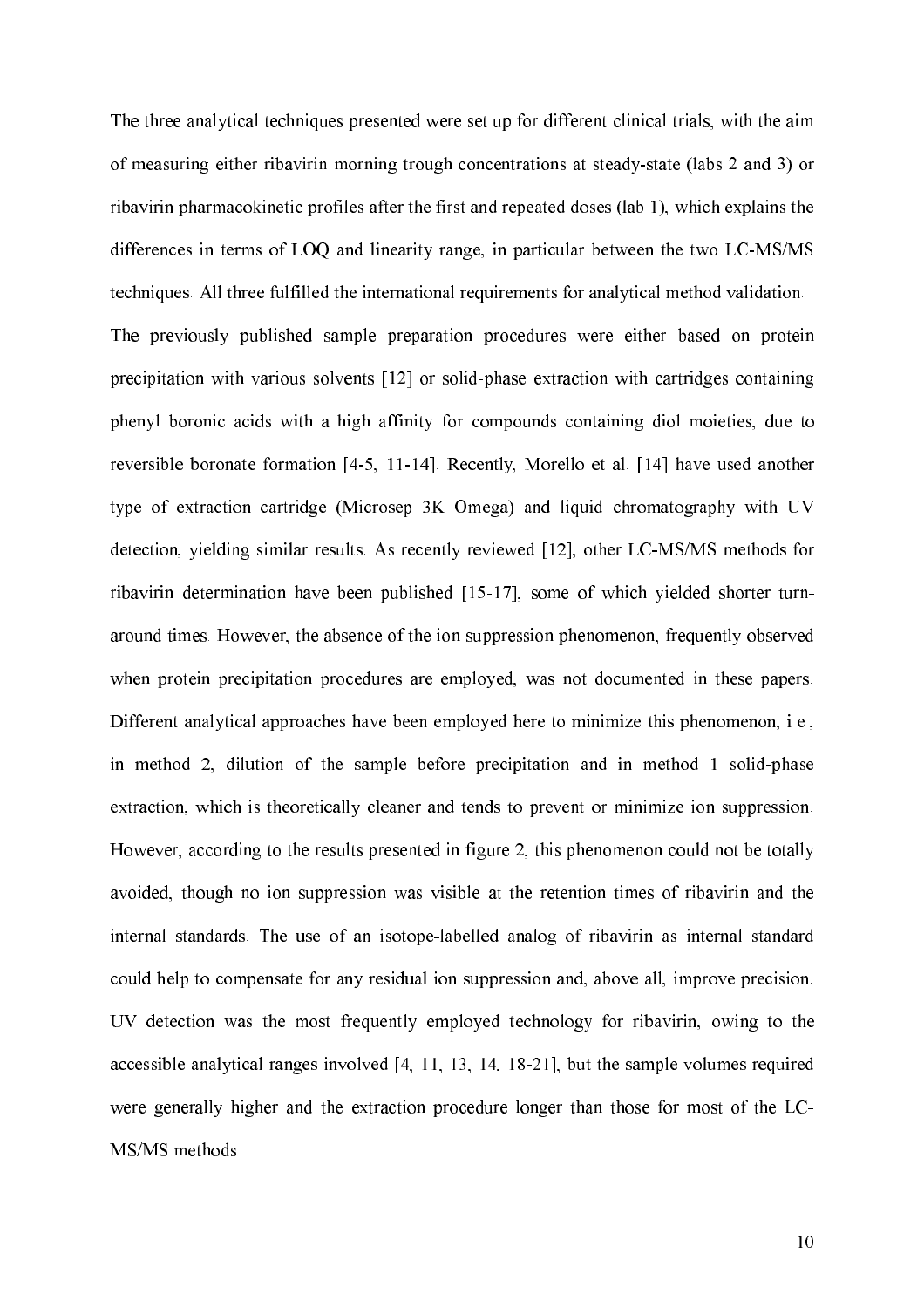The three analytical techniques presented were set up for different clinical trials, with the aim of measuring either ribavirin morning trough concentrations at steady-state (labs 2 and 3) or ribavirin pharmacokinetic profiles after the first and repeated doses (lab 1), which explains the differences in terms of LOQ and linearity range, in particular between the two LC-MS/MS techniques. All three fulfilled the international requirements for analytical method validation.

The previously published sample preparation procedures were either based on protein precipitation with various solvents [12] or solid-phase extraction with cartridges containing phenyl boronic acids with a high affinity for compounds containing diol moieties, due to reversible boronate formation [4-5, 11-14]. Recently, Morello et al. [14] have used another type of extraction cartridge (Microsep 3K Omega) and liquid chromatography with UV detection, yielding similar results. As recently reviewed [12], other LC-MS/MS methods for ribavirin determination have been published [15-17], some of which yielded shorter turn-around times. However, the absence of the ion suppression phenomenon, frequently observed when protein precipitation procedures are employed, was not documented in these papers. Different analytical approaches have been employed here to minimize this phenomenon, i.e., in method 2, dilution of the sample before precipitation and in method 1 solid-phase extraction, which is theoretically cleaner and tends to prevent or minimize ion suppression. However, according to the results presented in figure 2, this phenomenon could not be totally avoided, though no ion suppression was visible at the retention times of ribavirin and the internal standards. The use of an isotope-labelled analog of ribavirin as internal standard could help to compensate for any residual ion suppression and, above all, improve precision. UV detection was the most frequently employed technology for ribavirin, owing to the accessible analytical ranges involved [4, 11, 13, 14, 18-21], but the sample volumes required were generally higher and the extraction procedure longer than those for most of the LC-MS/MS methods.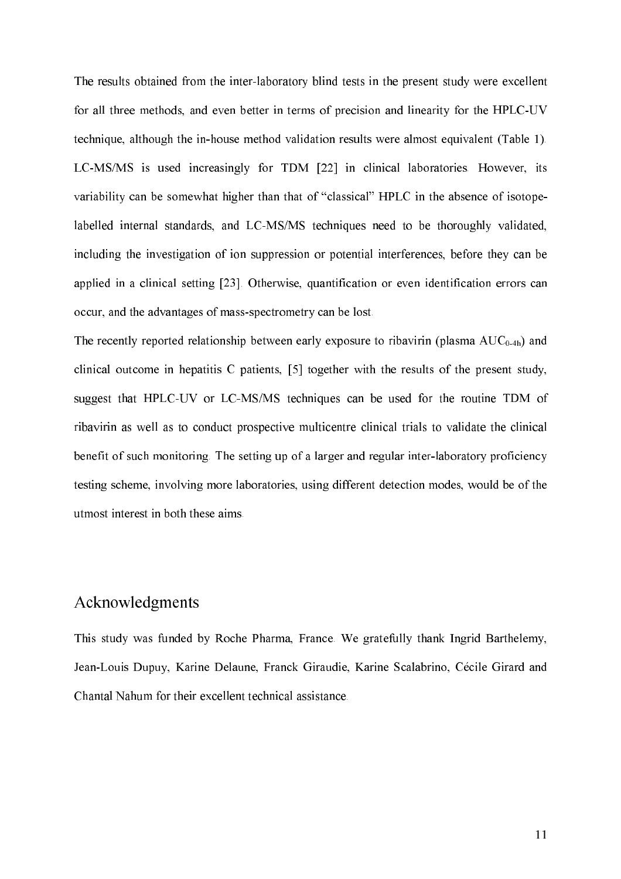The results obtained from the inter-laboratory blind tests in the present study were excellent for all three methods, and even better in terms of precision and linearity for the HPLC-UV technique, although the in-house method validation results were almost equivalent (Table 1). LC-MS/MS is used increasingly for TDM [22] in clinical laboratories. However, its variability can be somewhat higher than that of "classical" HPLC in the absence of isotope-labelled internal standards, and LC-MS/MS techniques need to be thoroughly validated, including the investigation of ion suppression or potential interferences, before they can be applied in a clinical setting [23]. Otherwise, quantification or even identification errors can occur, and the advantages of mass-spectrometry can be lost.

The recently reported relationship between early exposure to ribavirin (plasma $AUC_{0-4h}$) and clinical outcome in hepatitis C patients, [5] together with the results of the present study, suggest that HPLC-UV or LC-MS/MS techniques can be used for the routine TDM of ribavirin as well as to conduct prospective multicentre clinical trials to validate the clinical benefit of such monitoring. The setting up of a larger and regular inter-laboratory proficiency testing scheme, involving more laboratories, using different detection modes, would be of the utmost interest in both these aims.

## Acknowledgments

This study was funded by Roche Pharma, France. We gratefully thank Ingrid Barthelemy, Jean-Louis Dupuy, Karine Delaune, Franck Giraudie, Karine Scalabrino, Cécile Girard and Chantal Nahum for their excellent technical assistance.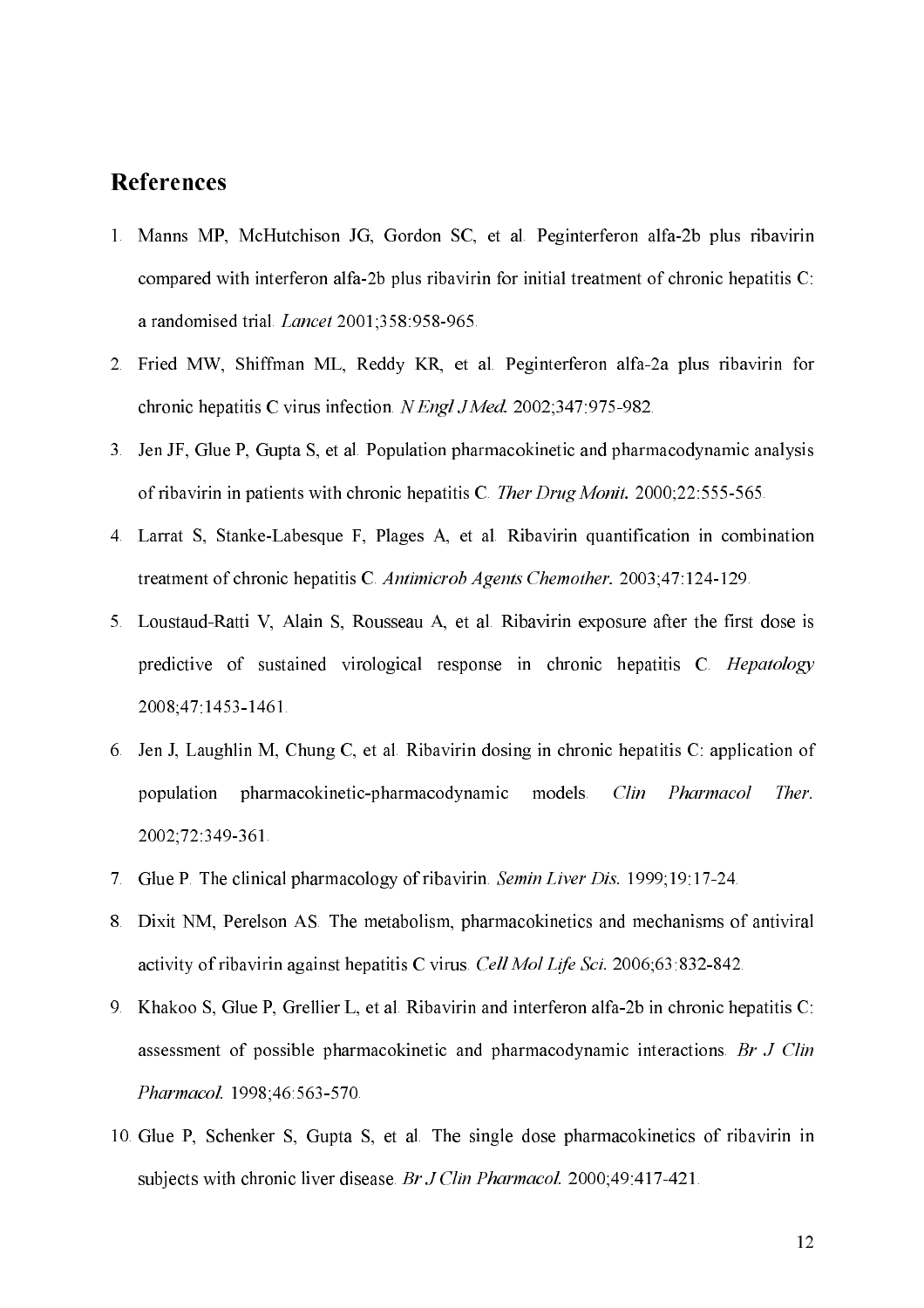## References

1. Manns MP, McHutchison JG, Gordon SC, et al. Peginterferon alfa-2b plus ribavirin compared with interferon alfa-2b plus ribavirin for initial treatment of chronic hepatitis C: a randomised trial. *Lancet* 2001;358:958-965.
2. Fried MW, Shiffman ML, Reddy KR, et al. Peginterferon alfa-2a plus ribavirin for chronic hepatitis C virus infection. *N Engl J Med.* 2002;347:975-982.
3. Jen JF, Glue P, Gupta S, et al. Population pharmacokinetic and pharmacodynamic analysis of ribavirin in patients with chronic hepatitis C. *Ther Drug Monit.* 2000;22:555-565.
4. Larrat S, Stanke-Labesque F, Plages A, et al. Ribavirin quantification in combination treatment of chronic hepatitis C. *Antimicrob Agents Chemother.* 2003;47:124-129.
5. Loustaud-Ratti V, Alain S, Rousseau A, et al. Ribavirin exposure after the first dose is predictive of sustained virological response in chronic hepatitis C. *Hepatology* 2008;47:1453-1461.
6. Jen J, Laughlin M, Chung C, et al. Ribavirin dosing in chronic hepatitis C: application of population pharmacokinetic-pharmacodynamic models. *Clin Pharmacol Ther.* 2002;72:349-361.
7. Glue P. The clinical pharmacology of ribavirin. *Semin Liver Dis.* 1999;19:17-24.
8. Dixit NM, Perelson AS. The metabolism, pharmacokinetics and mechanisms of antiviral activity of ribavirin against hepatitis C virus. *Cell Mol Life Sci.* 2006;63:832-842.
9. Khakoo S, Glue P, Grellier L, et al. Ribavirin and interferon alfa-2b in chronic hepatitis C: assessment of possible pharmacokinetic and pharmacodynamic interactions. *Br J Clin Pharmacol.* 1998;46:563-570.
10. Glue P, Schenker S, Gupta S, et al. The single dose pharmacokinetics of ribavirin in subjects with chronic liver disease. *Br J Clin Pharmacol.* 2000;49:417-421.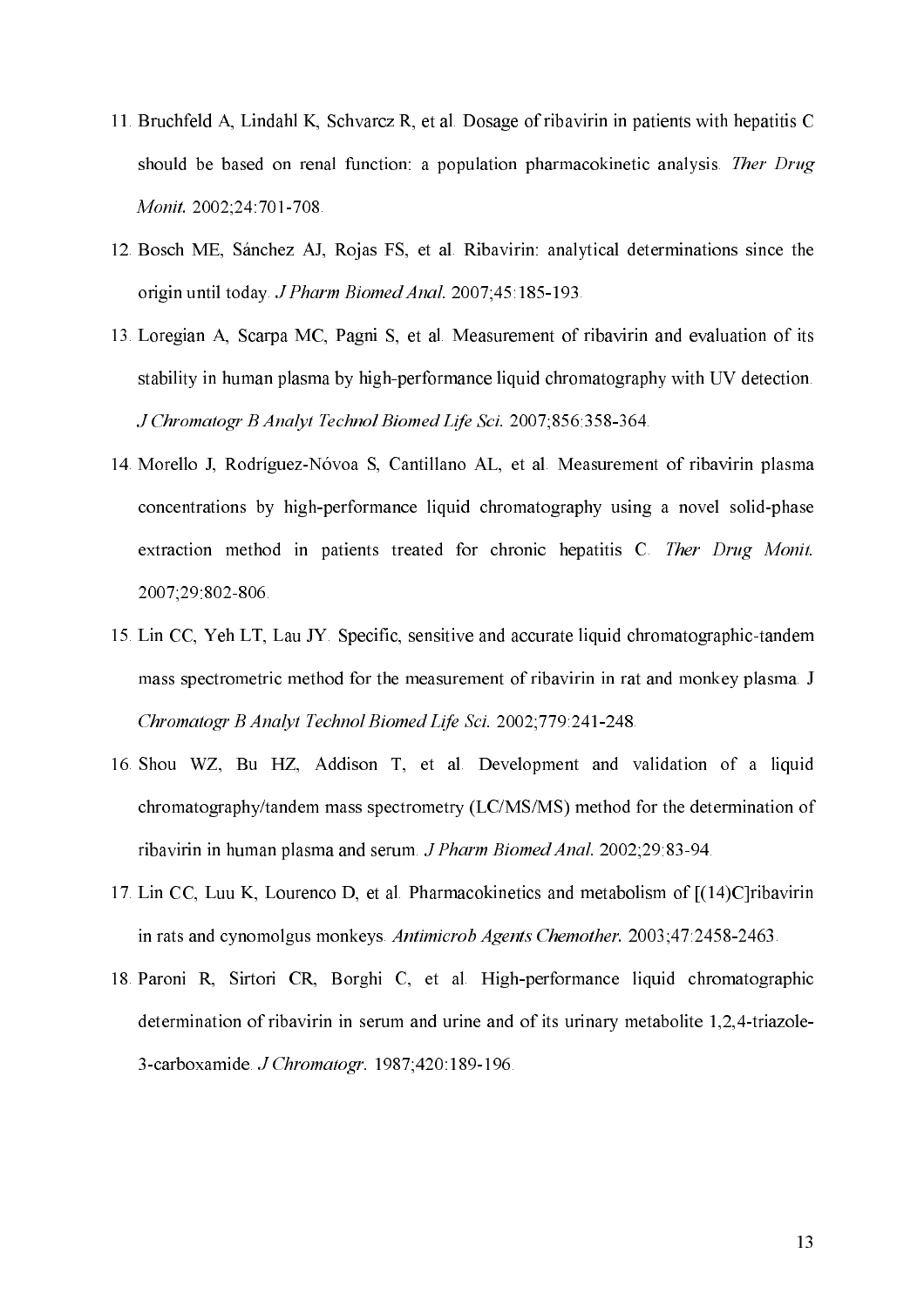11. Bruchfeld A, Lindahl K, Schvarcz R, et al. Dosage of ribavirin in patients with hepatitis C should be based on renal function: a population pharmacokinetic analysis. *Ther Drug Monit.* 2002;24:701-708.
12. Bosch ME, Sánchez AJ, Rojas FS, et al. Ribavirin: analytical determinations since the origin until today. *J Pharm Biomed Anal.* 2007;45:185-193.
13. Loregian A, Scarpa MC, Pagni S, et al. Measurement of ribavirin and evaluation of its stability in human plasma by high-performance liquid chromatography with UV detection. *J Chromatogr B Analyt Technol Biomed Life Sci.* 2007;856:358-364.
14. Morello J, Rodríguez-Nóvoa S, Cantillano AL, et al. Measurement of ribavirin plasma concentrations by high-performance liquid chromatography using a novel solid-phase extraction method in patients treated for chronic hepatitis C. *Ther Drug Monit.* 2007;29:802-806.
15. Lin CC, Yeh LT, Lau JY. Specific, sensitive and accurate liquid chromatographic-tandem mass spectrometric method for the measurement of ribavirin in rat and monkey plasma. J *Chromatogr B Analyt Technol Biomed Life Sci.* 2002;779:241-248.
16. Shou WZ, Bu HZ, Addison T, et al. Development and validation of a liquid chromatography/tandem mass spectrometry (LC/MS/MS) method for the determination of ribavirin in human plasma and serum. *J Pharm Biomed Anal.* 2002;29:83-94.
17. Lin CC, Luu K, Lourenco D, et al. Pharmacokinetics and metabolism of [(14)C]ribavirin in rats and cynomolgus monkeys. *Antimicrob Agents Chemother.* 2003;47:2458-2463.
18. Paroni R, Sirtori CR, Borghi C, et al. High-performance liquid chromatographic determination of ribavirin in serum and urine and of its urinary metabolite 1,2,4-triazole-3-carboxamide. *J Chromatogr.* 1987;420:189-196.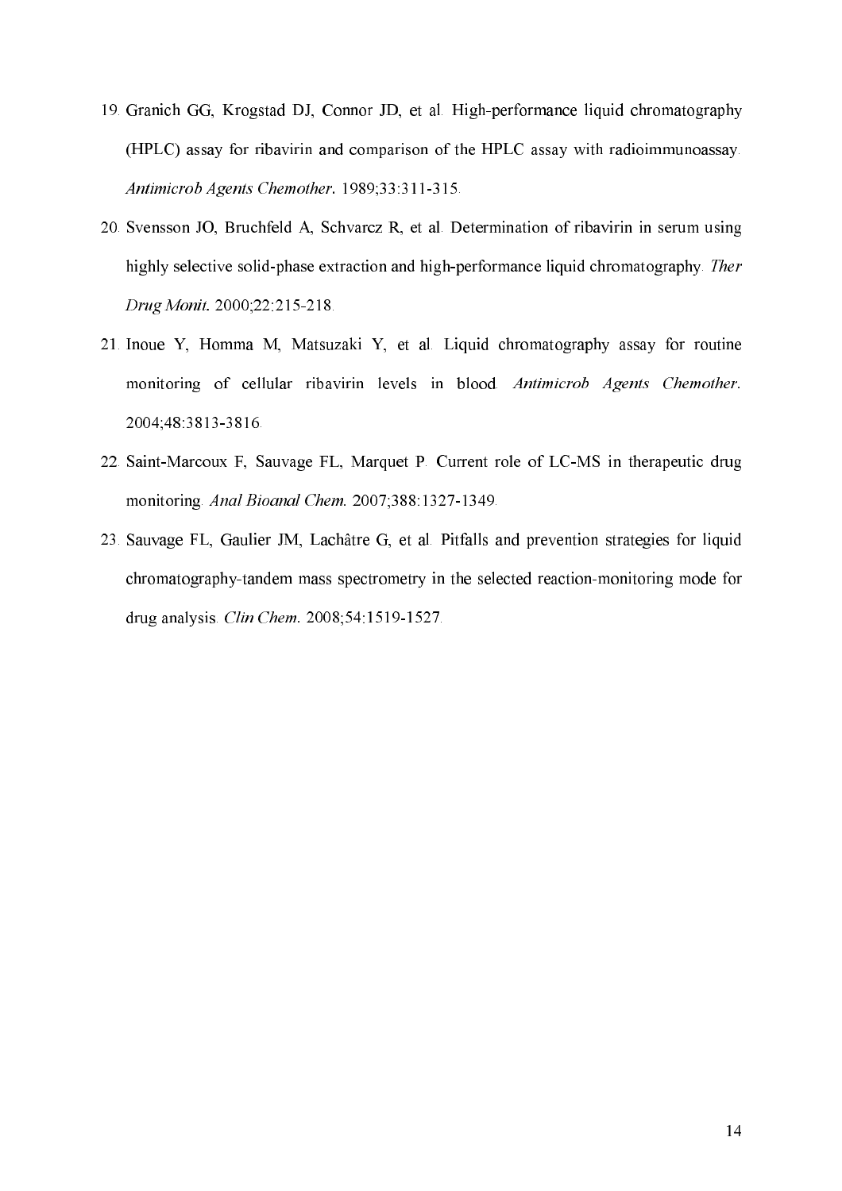19. Granich GG, Krogstad DJ, Connor JD, et al. High-performance liquid chromatography (HPLC) assay for ribavirin and comparison of the HPLC assay with radioimmunoassay. *Antimicrob Agents Chemother*. 1989;33:311-315.
20. Svensson JO, Bruchfeld A, Schvarcz R, et al. Determination of ribavirin in serum using highly selective solid-phase extraction and high-performance liquid chromatography. *Ther Drug Monit*. 2000;22:215-218.
21. Inoue Y, Homma M, Matsuzaki Y, et al. Liquid chromatography assay for routine monitoring of cellular ribavirin levels in blood. *Antimicrob Agents Chemother*. 2004;48:3813-3816.
22. Saint-Marcoux F, Sauvage FL, Marquet P. Current role of LC-MS in therapeutic drug monitoring. *Anal Bioanal Chem*. 2007;388:1327-1349.
23. Sauvage FL, Gaulier JM, Lachâtre G, et al. Pitfalls and prevention strategies for liquid chromatography-tandem mass spectrometry in the selected reaction-monitoring mode for drug analysis. *Clin Chem*. 2008;54:1519-1527.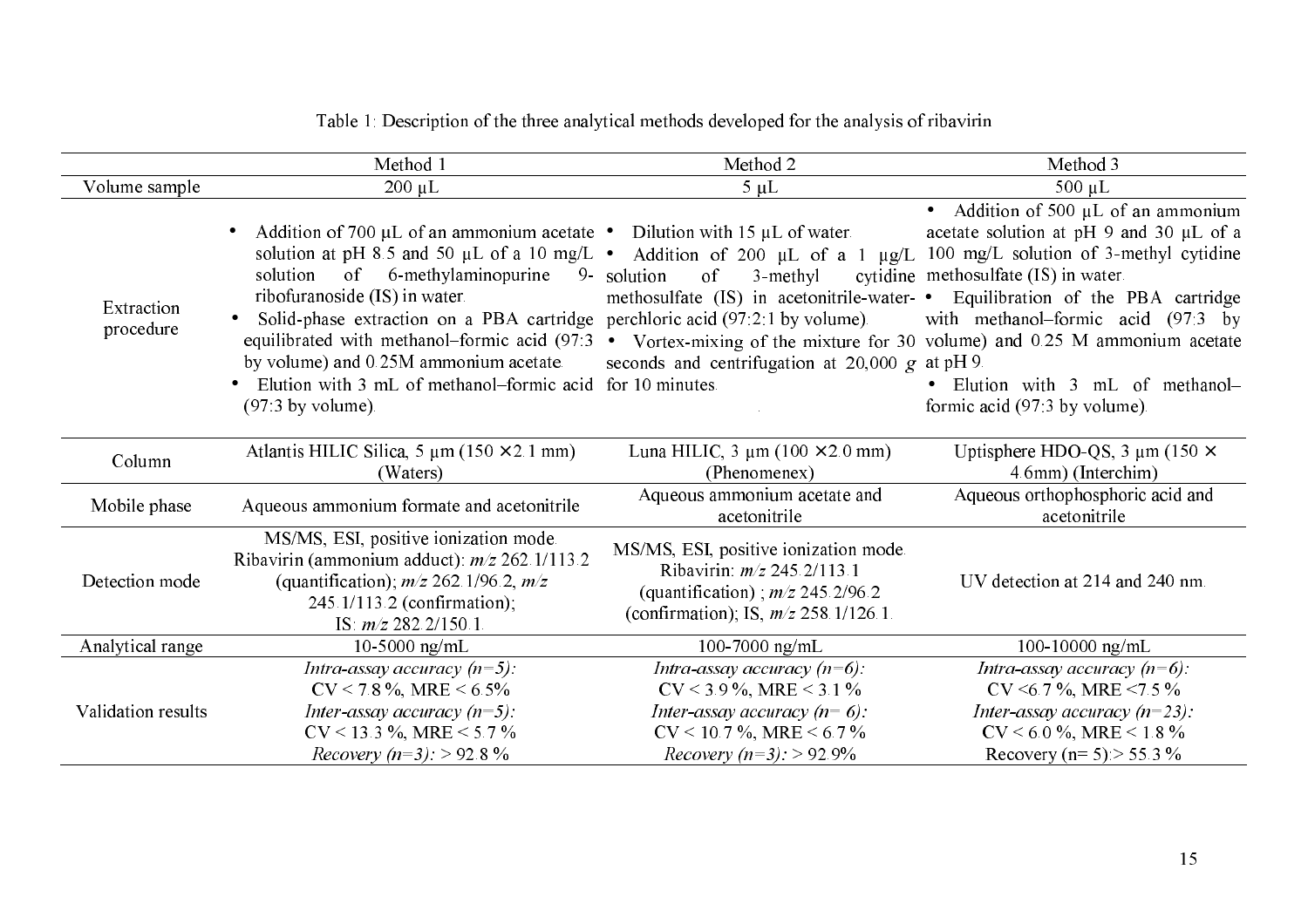Table 1: Description of the three analytical methods developed for the analysis of ribavirin

| | Method 1 | Method 2 | Method 3 |
|---|---|---|---|
| Volume sample | 200 µL | 5 µL | 500 µL |
| Extraction procedure | • Addition of 700 µL of an ammonium acetate solution at pH 8.5 and 50 µL of a 10 mg/L solution of 6-methylaminopurine 9-ribofuranoside (IS) in water.<br>• Solid-phase extraction on a PBA cartridge equilibrated with methanol–formic acid (97:3 by volume) and 0.25M ammonium acetate.<br>• Elution with 3 mL of methanol–formic acid (97:3 by volume). | • Dilution with 15 µL of water.<br>• Addition of 200 µL of a 1 µg/L solution of 3-methyl cytidine methosulfate (IS) in acetonitrile-water-perchloric acid (97:2:1 by volume).<br>• Vortex-mixing of the mixture for 30 seconds and centrifugation at 20,000 *g* for 10 minutes. | • Addition of 500 µL of an ammonium acetate solution at pH 9 and 30 µL of a 100 mg/L solution of 3-methyl cytidine methosulfate (IS) in water.<br>• Equilibration of the PBA cartridge with methanol–formic acid (97:3 by volume) and 0.25 M ammonium acetate at pH 9.<br>• Elution with 3 mL of methanol–formic acid (97:3 by volume). |
| Column | Atlantis HILIC Silica, 5 µm (150 × 2.1 mm) (Waters) | Luna HILIC, 3 µm (100 × 2.0 mm) (Phenomenex) | Uptisphere HDO-QS, 3 µm (150 × 4.6mm) (Interchim) |
| Mobile phase | Aqueous ammonium formate and acetonitrile | Aqueous ammonium acetate and acetonitrile | Aqueous orthophosphoric acid and acetonitrile |
| Detection mode | MS/MS, ESI, positive ionization mode. Ribavirin (ammonium adduct): *m/z* 262.1/113.2 (quantification); *m/z* 262.1/96.2, *m/z* 245.1/113.2 (confirmation); IS: *m/z* 282.2/150.1. | MS/MS, ESI, positive ionization mode. Ribavirin: *m/z* 245.2/113.1 (quantification) ; *m/z* 245.2/96.2 (confirmation); IS, *m/z* 258.1/126.1. | UV detection at 214 and 240 nm. |
| Analytical range | 10-5000 ng/mL | 100-7000 ng/mL | 100-10000 ng/mL |
| Validation results | *Intra-assay accuracy (n=5):*<br>CV < 7.8 %, MRE < 6.5%<br>*Inter-assay accuracy (n=5):*<br>CV < 13.3 %, MRE < 5.7 %<br>*Recovery (n=3):* > 92.8 % | *Intra-assay accuracy (n=6):*<br>CV < 3.9 %, MRE < 3.1 %<br>*Inter-assay accuracy (n= 6):*<br>CV < 10.7 %, MRE < 6.7 %<br>*Recovery (n=3):* > 92.9% | *Intra-assay accuracy (n=6):*<br>CV <6.7 %, MRE <7.5 %<br>*Inter-assay accuracy (n=23):*<br>CV < 6.0 %, MRE < 1.8 %<br>Recovery (n= 5):> 55.3 % |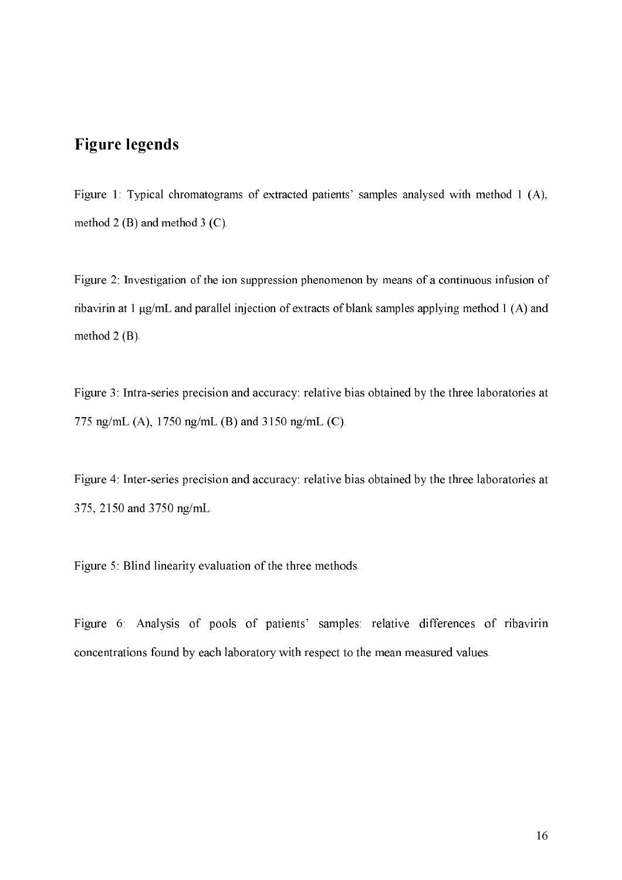## Figure legends

Figure 1: Typical chromatograms of extracted patients' samples analysed with method 1 (A), method 2 (B) and method 3 (C).

Figure 2: Investigation of the ion suppression phenomenon by means of a continuous infusion of ribavirin at 1 µg/mL and parallel injection of extracts of blank samples applying method 1 (A) and method 2 (B).

Figure 3: Intra-series precision and accuracy: relative bias obtained by the three laboratories at 775 ng/mL (A), 1750 ng/mL (B) and 3150 ng/mL (C).

Figure 4: Inter-series precision and accuracy: relative bias obtained by the three laboratories at 375, 2150 and 3750 ng/mL.

Figure 5: Blind linearity evaluation of the three methods.

Figure 6: Analysis of pools of patients' samples: relative differences of ribavirin concentrations found by each laboratory with respect to the mean measured values.